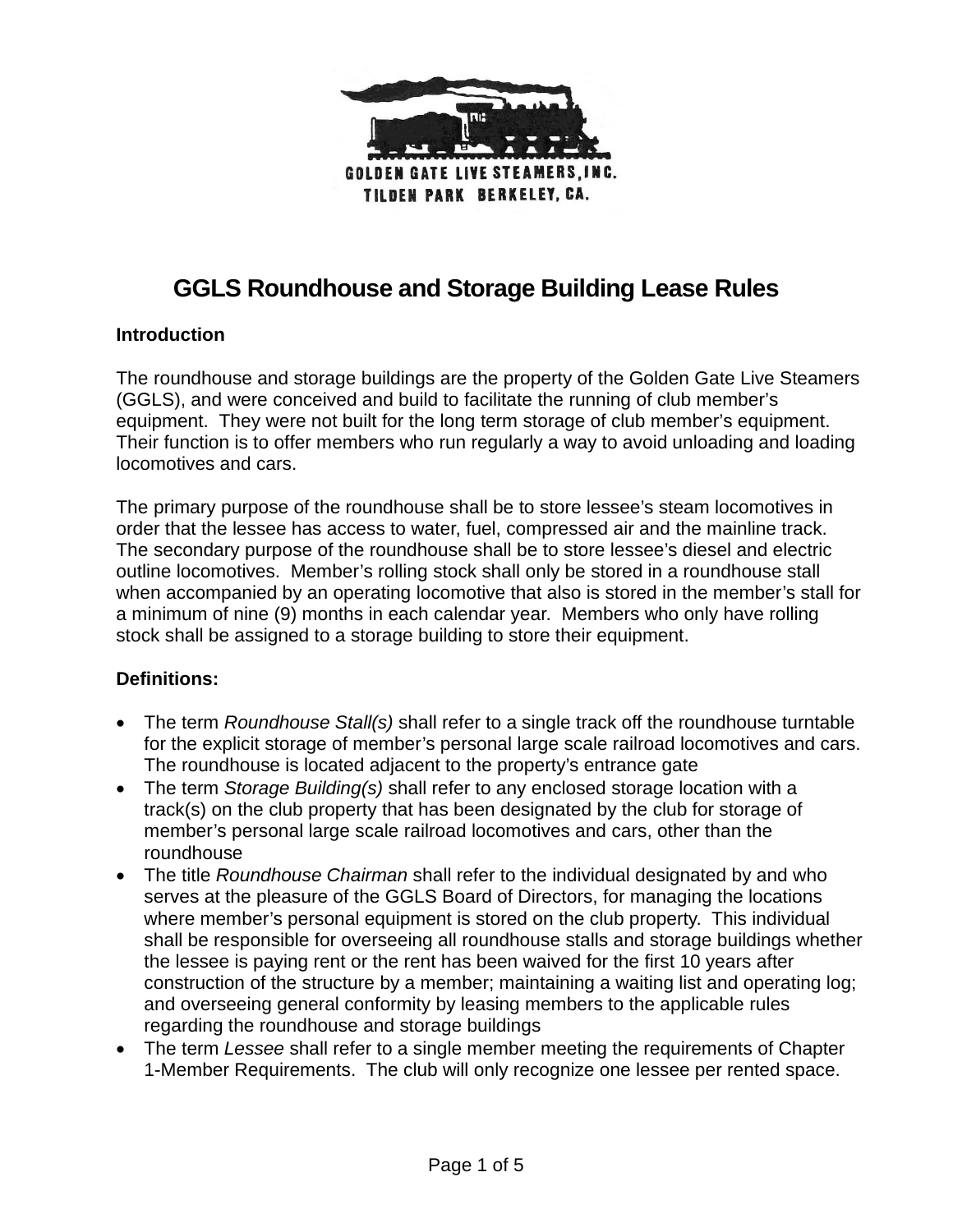GOLDEN GATE LIVE STEAMERS, INC.
TILDEN PARK BERKELEY, CA.

# GGLS Roundhouse and Storage Building Lease Rules

**Introduction**

The roundhouse and storage buildings are the property of the Golden Gate Live Steamers (GGLS), and were conceived and build to facilitate the running of club member's equipment. They were not built for the long term storage of club member's equipment. Their function is to offer members who run regularly a way to avoid unloading and loading locomotives and cars.

The primary purpose of the roundhouse shall be to store lessee's steam locomotives in order that the lessee has access to water, fuel, compressed air and the mainline track. The secondary purpose of the roundhouse shall be to store lessee's diesel and electric outline locomotives. Member's rolling stock shall only be stored in a roundhouse stall when accompanied by an operating locomotive that also is stored in the member's stall for a minimum of nine (9) months in each calendar year. Members who only have rolling stock shall be assigned to a storage building to store their equipment.

**Definitions:**

- The term *Roundhouse Stall(s)* shall refer to a single track off the roundhouse turntable for the explicit storage of member's personal large scale railroad locomotives and cars. The roundhouse is located adjacent to the property's entrance gate
- The term *Storage Building(s)* shall refer to any enclosed storage location with a track(s) on the club property that has been designated by the club for storage of member's personal large scale railroad locomotives and cars, other than the roundhouse
- The title *Roundhouse Chairman* shall refer to the individual designated by and who serves at the pleasure of the GGLS Board of Directors, for managing the locations where member's personal equipment is stored on the club property. This individual shall be responsible for overseeing all roundhouse stalls and storage buildings whether the lessee is paying rent or the rent has been waived for the first 10 years after construction of the structure by a member; maintaining a waiting list and operating log; and overseeing general conformity by leasing members to the applicable rules regarding the roundhouse and storage buildings
- The term *Lessee* shall refer to a single member meeting the requirements of Chapter 1-Member Requirements. The club will only recognize one lessee per rented space.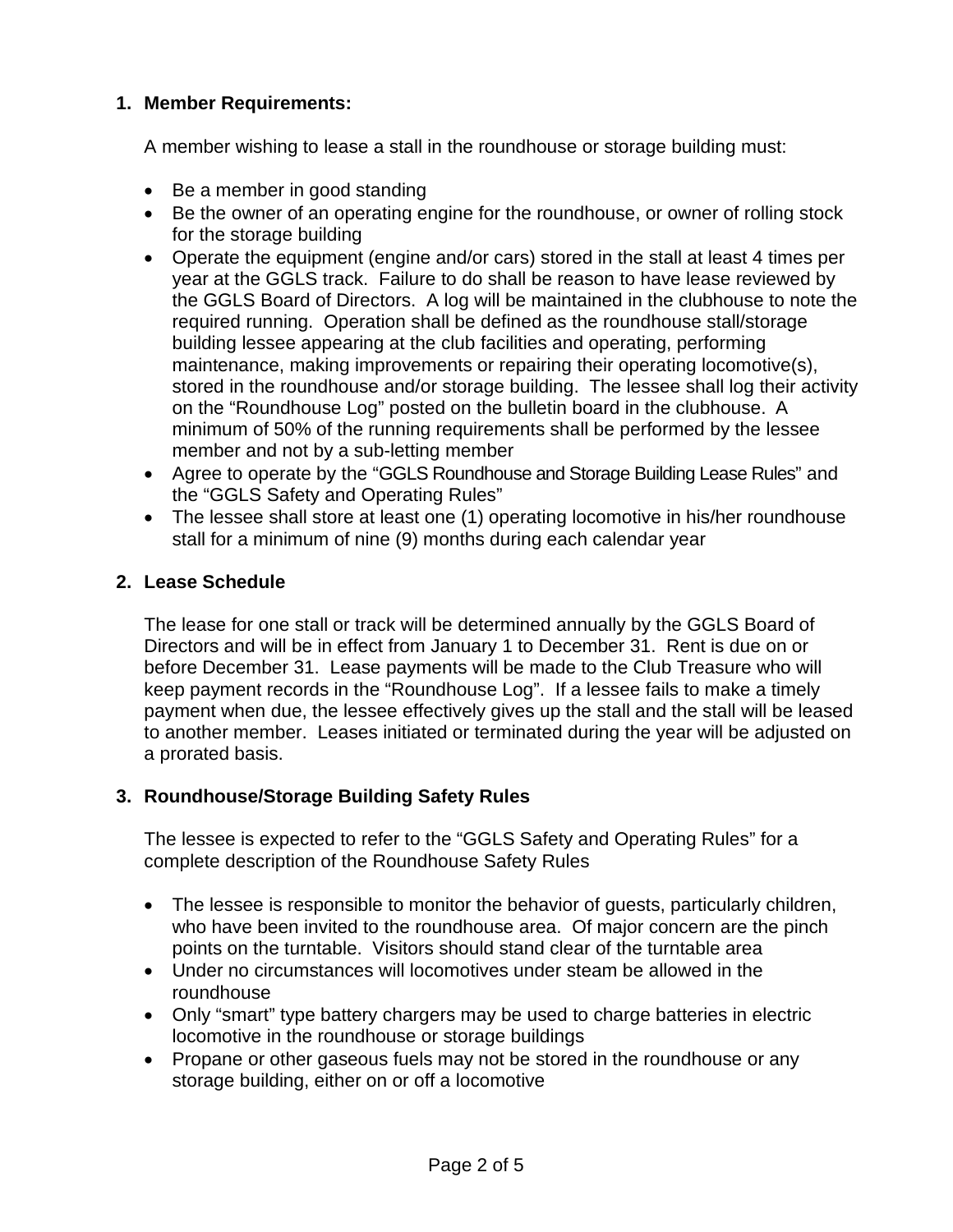1. **Member Requirements:**

   A member wishing to lease a stall in the roundhouse or storage building must:

   - Be a member in good standing
   - Be the owner of an operating engine for the roundhouse, or owner of rolling stock for the storage building
   - Operate the equipment (engine and/or cars) stored in the stall at least 4 times per year at the GGLS track. Failure to do shall be reason to have lease reviewed by the GGLS Board of Directors. A log will be maintained in the clubhouse to note the required running. Operation shall be defined as the roundhouse stall/storage building lessee appearing at the club facilities and operating, performing maintenance, making improvements or repairing their operating locomotive(s), stored in the roundhouse and/or storage building. The lessee shall log their activity on the "Roundhouse Log" posted on the bulletin board in the clubhouse. A minimum of 50% of the running requirements shall be performed by the lessee member and not by a sub-letting member
   - Agree to operate by the "GGLS Roundhouse and Storage Building Lease Rules" and the "GGLS Safety and Operating Rules"
   - The lessee shall store at least one (1) operating locomotive in his/her roundhouse stall for a minimum of nine (9) months during each calendar year

2. **Lease Schedule**

   The lease for one stall or track will be determined annually by the GGLS Board of Directors and will be in effect from January 1 to December 31. Rent is due on or before December 31. Lease payments will be made to the Club Treasure who will keep payment records in the "Roundhouse Log". If a lessee fails to make a timely payment when due, the lessee effectively gives up the stall and the stall will be leased to another member. Leases initiated or terminated during the year will be adjusted on a prorated basis.

3. **Roundhouse/Storage Building Safety Rules**

   The lessee is expected to refer to the "GGLS Safety and Operating Rules" for a complete description of the Roundhouse Safety Rules

   - The lessee is responsible to monitor the behavior of guests, particularly children, who have been invited to the roundhouse area. Of major concern are the pinch points on the turntable. Visitors should stand clear of the turntable area
   - Under no circumstances will locomotives under steam be allowed in the roundhouse
   - Only "smart" type battery chargers may be used to charge batteries in electric locomotive in the roundhouse or storage buildings
   - Propane or other gaseous fuels may not be stored in the roundhouse or any storage building, either on or off a locomotive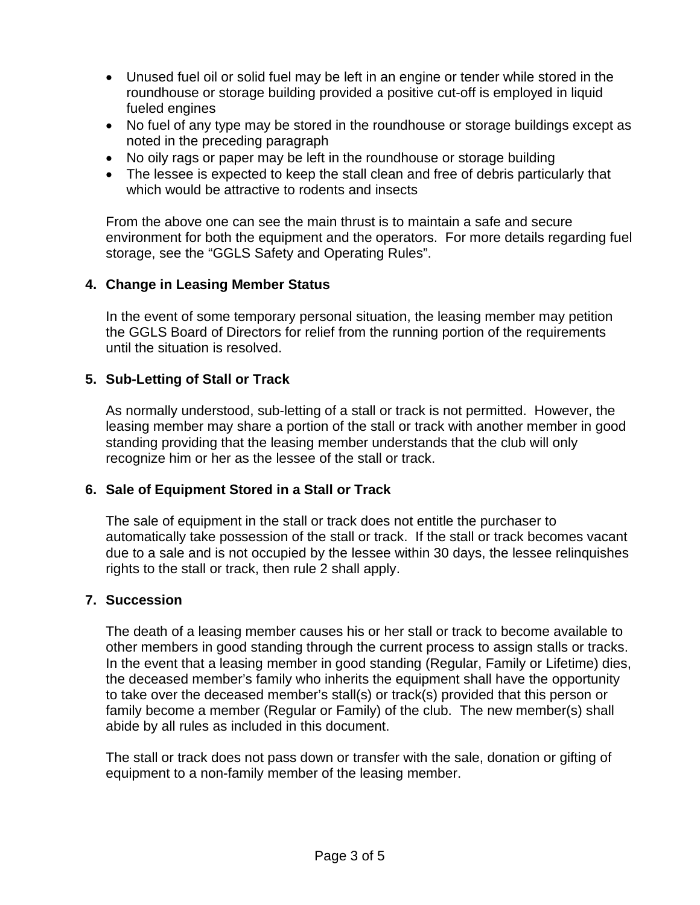- Unused fuel oil or solid fuel may be left in an engine or tender while stored in the roundhouse or storage building provided a positive cut-off is employed in liquid fueled engines
- No fuel of any type may be stored in the roundhouse or storage buildings except as noted in the preceding paragraph
- No oily rags or paper may be left in the roundhouse or storage building
- The lessee is expected to keep the stall clean and free of debris particularly that which would be attractive to rodents and insects

From the above one can see the main thrust is to maintain a safe and secure environment for both the equipment and the operators. For more details regarding fuel storage, see the “GGLS Safety and Operating Rules”.

### 4. Change in Leasing Member Status

In the event of some temporary personal situation, the leasing member may petition the GGLS Board of Directors for relief from the running portion of the requirements until the situation is resolved.

### 5. Sub-Letting of Stall or Track

As normally understood, sub-letting of a stall or track is not permitted. However, the leasing member may share a portion of the stall or track with another member in good standing providing that the leasing member understands that the club will only recognize him or her as the lessee of the stall or track.

### 6. Sale of Equipment Stored in a Stall or Track

The sale of equipment in the stall or track does not entitle the purchaser to automatically take possession of the stall or track. If the stall or track becomes vacant due to a sale and is not occupied by the lessee within 30 days, the lessee relinquishes rights to the stall or track, then rule 2 shall apply.

### 7. Succession

The death of a leasing member causes his or her stall or track to become available to other members in good standing through the current process to assign stalls or tracks. In the event that a leasing member in good standing (Regular, Family or Lifetime) dies, the deceased member’s family who inherits the equipment shall have the opportunity to take over the deceased member’s stall(s) or track(s) provided that this person or family become a member (Regular or Family) of the club. The new member(s) shall abide by all rules as included in this document.

The stall or track does not pass down or transfer with the sale, donation or gifting of equipment to a non-family member of the leasing member.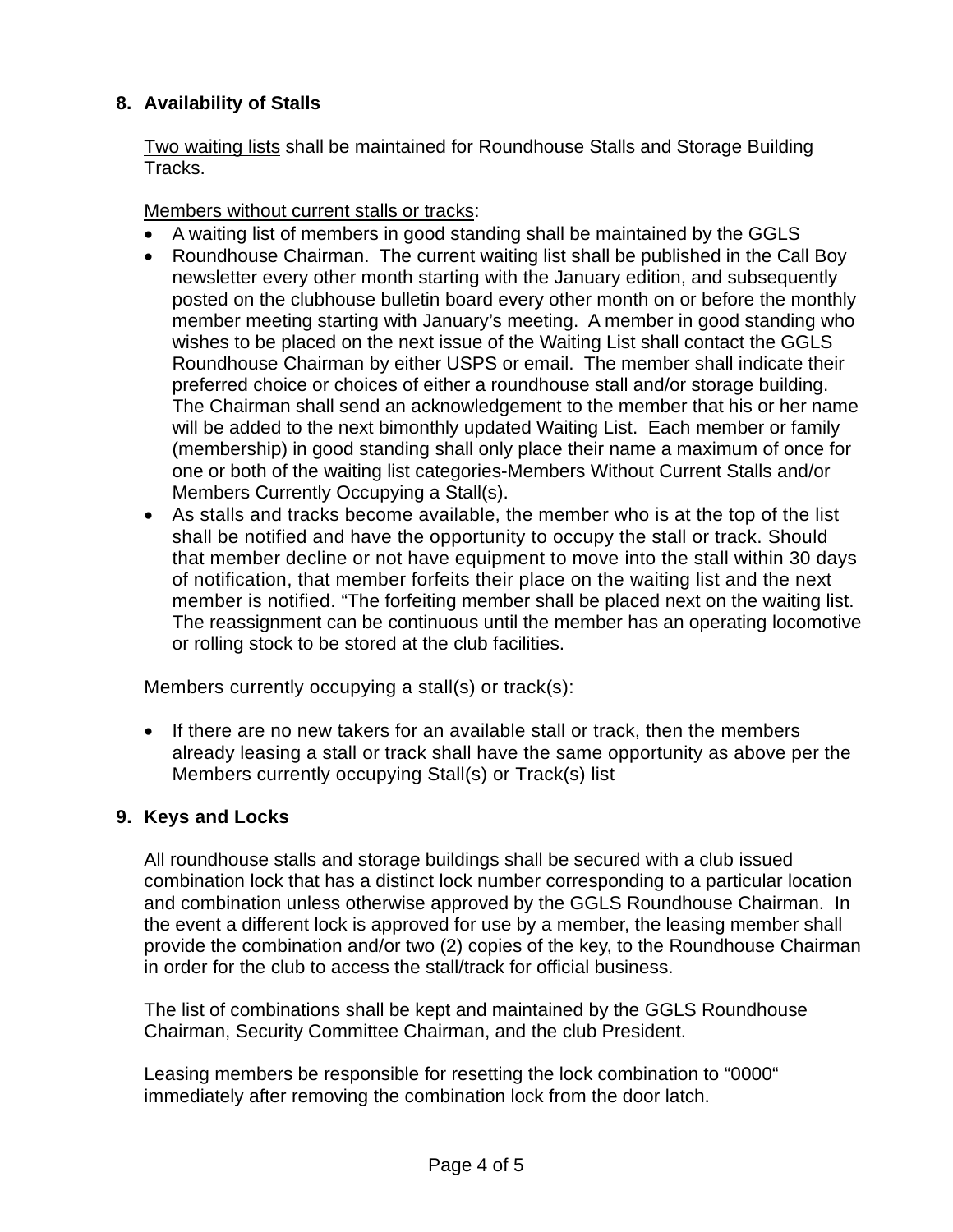## 8. Availability of Stalls

Two waiting lists shall be maintained for Roundhouse Stalls and Storage Building Tracks.

Members without current stalls or tracks:

- A waiting list of members in good standing shall be maintained by the GGLS
- Roundhouse Chairman. The current waiting list shall be published in the Call Boy newsletter every other month starting with the January edition, and subsequently posted on the clubhouse bulletin board every other month on or before the monthly member meeting starting with January's meeting. A member in good standing who wishes to be placed on the next issue of the Waiting List shall contact the GGLS Roundhouse Chairman by either USPS or email. The member shall indicate their preferred choice or choices of either a roundhouse stall and/or storage building. The Chairman shall send an acknowledgement to the member that his or her name will be added to the next bimonthly updated Waiting List. Each member or family (membership) in good standing shall only place their name a maximum of once for one or both of the waiting list categories-Members Without Current Stalls and/or Members Currently Occupying a Stall(s).
- As stalls and tracks become available, the member who is at the top of the list shall be notified and have the opportunity to occupy the stall or track. Should that member decline or not have equipment to move into the stall within 30 days of notification, that member forfeits their place on the waiting list and the next member is notified. "The forfeiting member shall be placed next on the waiting list. The reassignment can be continuous until the member has an operating locomotive or rolling stock to be stored at the club facilities.

Members currently occupying a stall(s) or track(s):

- If there are no new takers for an available stall or track, then the members already leasing a stall or track shall have the same opportunity as above per the Members currently occupying Stall(s) or Track(s) list

## 9. Keys and Locks

All roundhouse stalls and storage buildings shall be secured with a club issued combination lock that has a distinct lock number corresponding to a particular location and combination unless otherwise approved by the GGLS Roundhouse Chairman. In the event a different lock is approved for use by a member, the leasing member shall provide the combination and/or two (2) copies of the key, to the Roundhouse Chairman in order for the club to access the stall/track for official business.

The list of combinations shall be kept and maintained by the GGLS Roundhouse Chairman, Security Committee Chairman, and the club President.

Leasing members be responsible for resetting the lock combination to "0000" immediately after removing the combination lock from the door latch.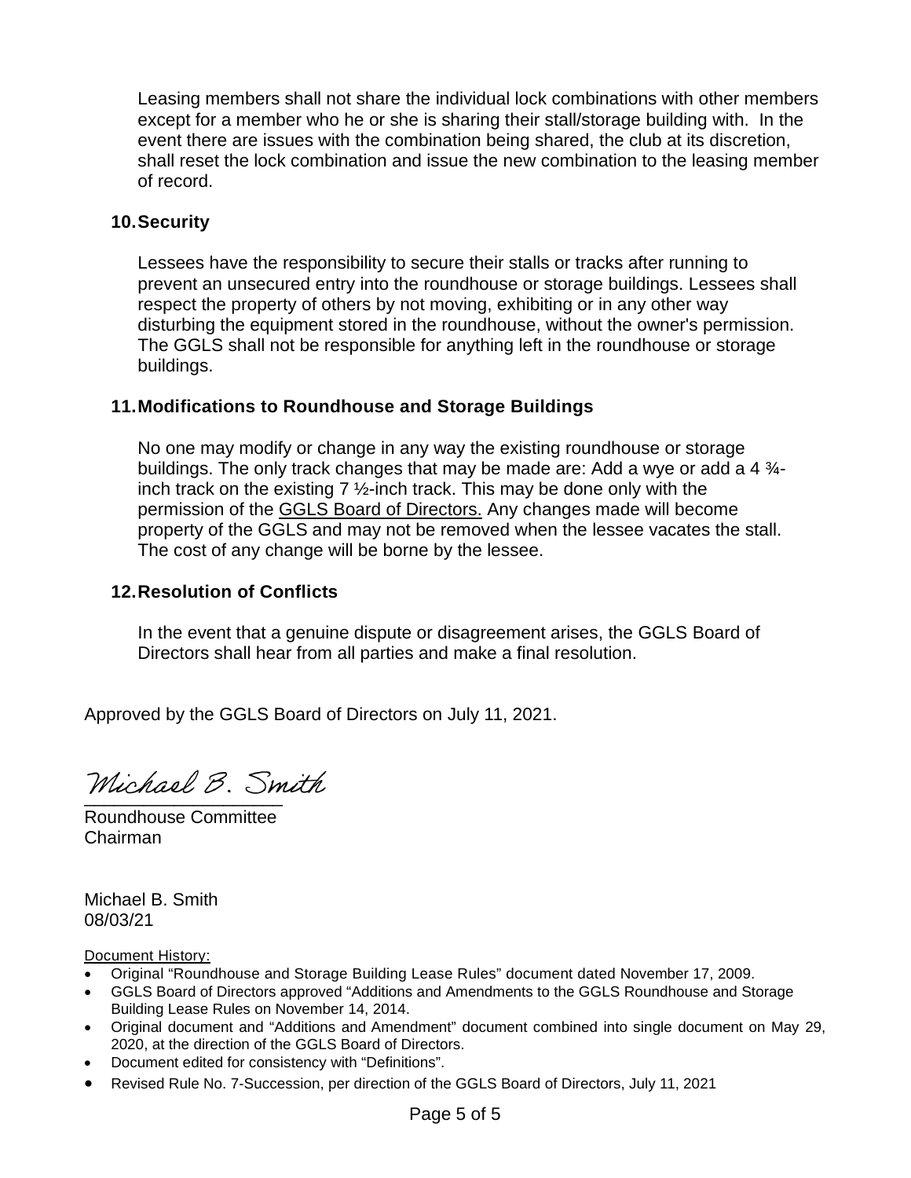Leasing members shall not share the individual lock combinations with other members except for a member who he or she is sharing their stall/storage building with. In the event there are issues with the combination being shared, the club at its discretion, shall reset the lock combination and issue the new combination to the leasing member of record.

## 10. Security

Lessees have the responsibility to secure their stalls or tracks after running to prevent an unsecured entry into the roundhouse or storage buildings. Lessees shall respect the property of others by not moving, exhibiting or in any other way disturbing the equipment stored in the roundhouse, without the owner's permission. The GGLS shall not be responsible for anything left in the roundhouse or storage buildings.

## 11. Modifications to Roundhouse and Storage Buildings

No one may modify or change in any way the existing roundhouse or storage buildings. The only track changes that may be made are: Add a wye or add a 4 ¾-inch track on the existing 7 ½-inch track. This may be done only with the permission of the GGLS Board of Directors. Any changes made will become property of the GGLS and may not be removed when the lessee vacates the stall. The cost of any change will be borne by the lessee.

## 12. Resolution of Conflicts

In the event that a genuine dispute or disagreement arises, the GGLS Board of Directors shall hear from all parties and make a final resolution.

Approved by the GGLS Board of Directors on July 11, 2021.

*Michael B. Smith*
___________________
Roundhouse Committee
Chairman

Michael B. Smith
08/03/21

Document History:

- Original "Roundhouse and Storage Building Lease Rules" document dated November 17, 2009.
- GGLS Board of Directors approved "Additions and Amendments to the GGLS Roundhouse and Storage Building Lease Rules on November 14, 2014.
- Original document and "Additions and Amendment" document combined into single document on May 29, 2020, at the direction of the GGLS Board of Directors.
- Document edited for consistency with "Definitions".
- Revised Rule No. 7-Succession, per direction of the GGLS Board of Directors, July 11, 2021